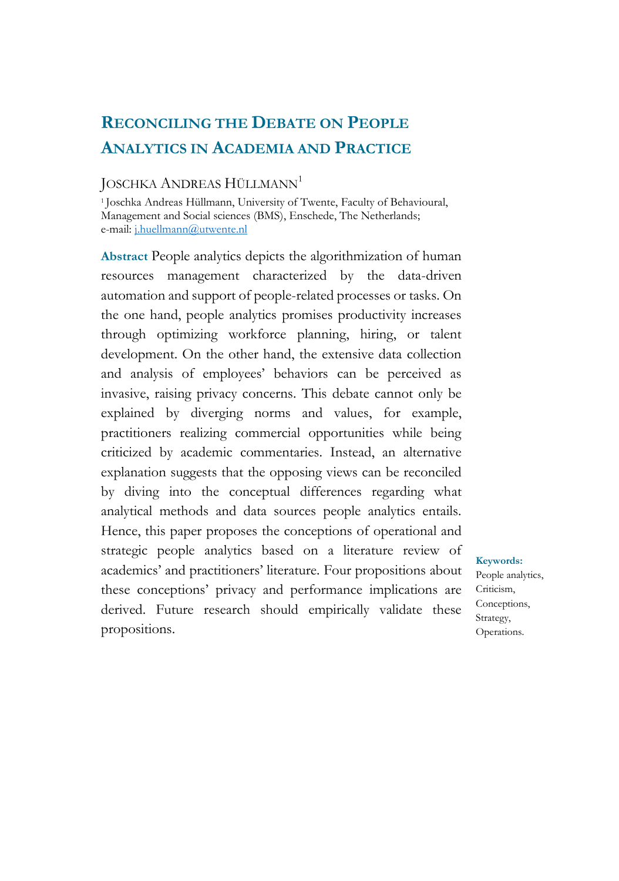# Reconciling the Debate on People Analytics in Academia and Practice

Joschka Andreas Hüllmann[1]

[1] Joschka Andreas Hüllmann, University of Twente, Faculty of Behavioural, Management and Social sciences (BMS), Enschede, The Netherlands; e-mail: j.huellmann@utwente.nl

**Abstract** People analytics depicts the algorithmization of human resources management characterized by the data-driven automation and support of people-related processes or tasks. On the one hand, people analytics promises productivity increases through optimizing workforce planning, hiring, or talent development. On the other hand, the extensive data collection and analysis of employees' behaviors can be perceived as invasive, raising privacy concerns. This debate cannot only be explained by diverging norms and values, for example, practitioners realizing commercial opportunities while being criticized by academic commentaries. Instead, an alternative explanation suggests that the opposing views can be reconciled by diving into the conceptual differences regarding what analytical methods and data sources people analytics entails. Hence, this paper proposes the conceptions of operational and strategic people analytics based on a literature review of academics' and practitioners' literature. Four propositions about these conceptions' privacy and performance implications are derived. Future research should empirically validate these propositions.

**Keywords:** People analytics, Criticism, Conceptions, Strategy, Operations.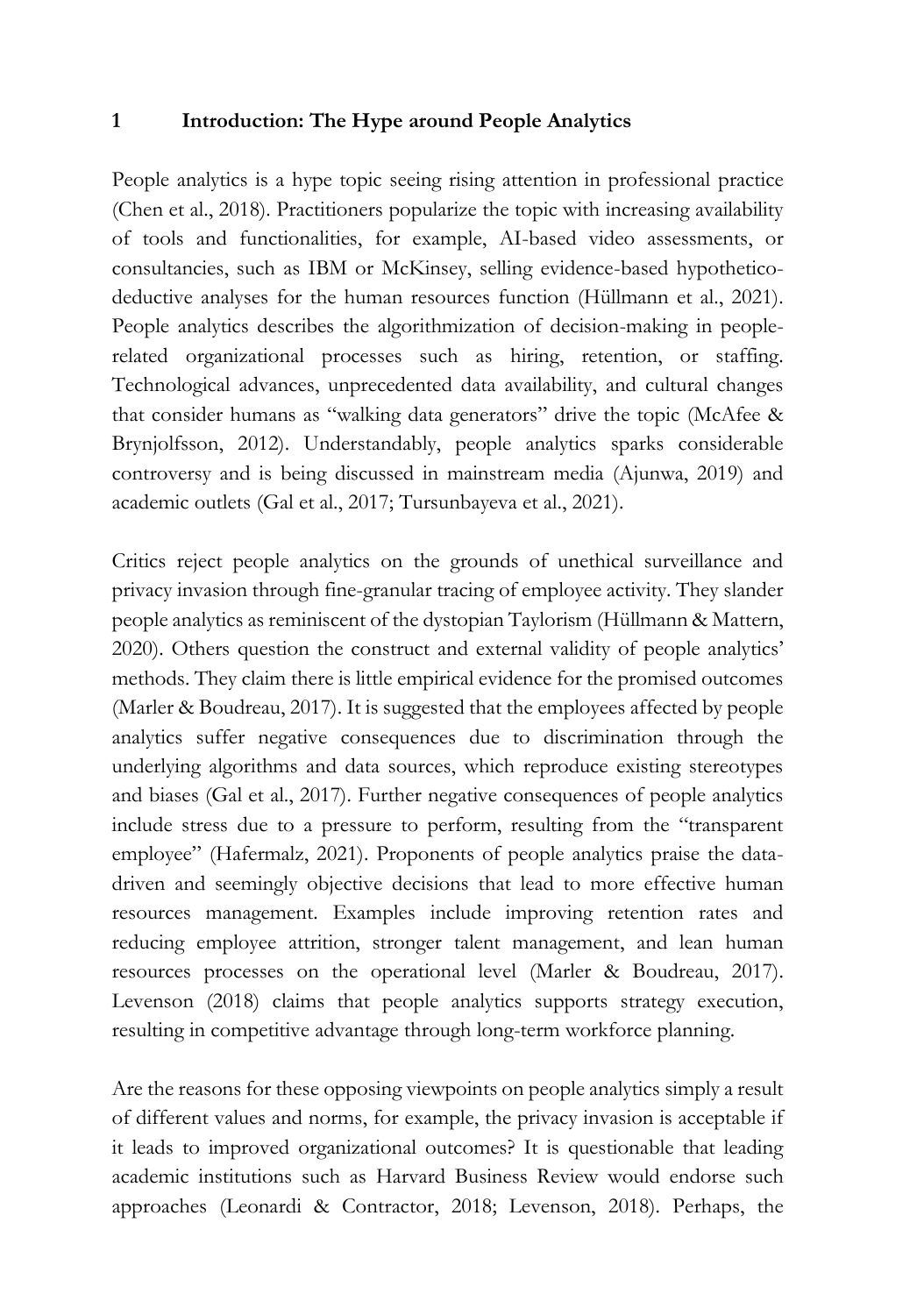# 1 Introduction: The Hype around People Analytics

People analytics is a hype topic seeing rising attention in professional practice (Chen et al., 2018). Practitioners popularize the topic with increasing availability of tools and functionalities, for example, AI-based video assessments, or consultancies, such as IBM or McKinsey, selling evidence-based hypothetico-deductive analyses for the human resources function (Hüllmann et al., 2021). People analytics describes the algorithmization of decision-making in people-related organizational processes such as hiring, retention, or staffing. Technological advances, unprecedented data availability, and cultural changes that consider humans as "walking data generators" drive the topic (McAfee & Brynjolfsson, 2012). Understandably, people analytics sparks considerable controversy and is being discussed in mainstream media (Ajunwa, 2019) and academic outlets (Gal et al., 2017; Tursunbayeva et al., 2021).

Critics reject people analytics on the grounds of unethical surveillance and privacy invasion through fine-granular tracing of employee activity. They slander people analytics as reminiscent of the dystopian Taylorism (Hüllmann & Mattern, 2020). Others question the construct and external validity of people analytics' methods. They claim there is little empirical evidence for the promised outcomes (Marler & Boudreau, 2017). It is suggested that the employees affected by people analytics suffer negative consequences due to discrimination through the underlying algorithms and data sources, which reproduce existing stereotypes and biases (Gal et al., 2017). Further negative consequences of people analytics include stress due to a pressure to perform, resulting from the "transparent employee" (Hafermalz, 2021). Proponents of people analytics praise the data-driven and seemingly objective decisions that lead to more effective human resources management. Examples include improving retention rates and reducing employee attrition, stronger talent management, and lean human resources processes on the operational level (Marler & Boudreau, 2017). Levenson (2018) claims that people analytics supports strategy execution, resulting in competitive advantage through long-term workforce planning.

Are the reasons for these opposing viewpoints on people analytics simply a result of different values and norms, for example, the privacy invasion is acceptable if it leads to improved organizational outcomes? It is questionable that leading academic institutions such as Harvard Business Review would endorse such approaches (Leonardi & Contractor, 2018; Levenson, 2018). Perhaps, the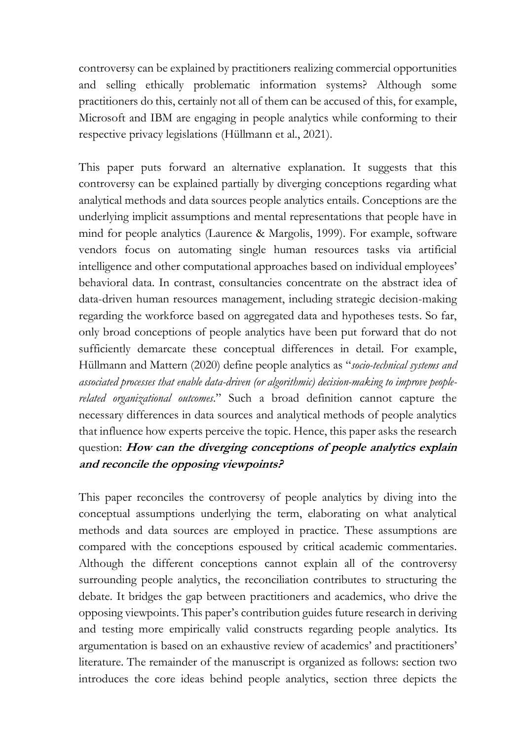controversy can be explained by practitioners realizing commercial opportunities and selling ethically problematic information systems? Although some practitioners do this, certainly not all of them can be accused of this, for example, Microsoft and IBM are engaging in people analytics while conforming to their respective privacy legislations (Hüllmann et al., 2021).

This paper puts forward an alternative explanation. It suggests that this controversy can be explained partially by diverging conceptions regarding what analytical methods and data sources people analytics entails. Conceptions are the underlying implicit assumptions and mental representations that people have in mind for people analytics (Laurence & Margolis, 1999). For example, software vendors focus on automating single human resources tasks via artificial intelligence and other computational approaches based on individual employees' behavioral data. In contrast, consultancies concentrate on the abstract idea of data-driven human resources management, including strategic decision-making regarding the workforce based on aggregated data and hypotheses tests. So far, only broad conceptions of people analytics have been put forward that do not sufficiently demarcate these conceptual differences in detail. For example, Hüllmann and Mattern (2020) define people analytics as "*socio-technical systems and associated processes that enable data-driven (or algorithmic) decision-making to improve people-related organizational outcomes*." Such a broad definition cannot capture the necessary differences in data sources and analytical methods of people analytics that influence how experts perceive the topic. Hence, this paper asks the research question: ***How can the diverging conceptions of people analytics explain and reconcile the opposing viewpoints?***

This paper reconciles the controversy of people analytics by diving into the conceptual assumptions underlying the term, elaborating on what analytical methods and data sources are employed in practice. These assumptions are compared with the conceptions espoused by critical academic commentaries. Although the different conceptions cannot explain all of the controversy surrounding people analytics, the reconciliation contributes to structuring the debate. It bridges the gap between practitioners and academics, who drive the opposing viewpoints. This paper's contribution guides future research in deriving and testing more empirically valid constructs regarding people analytics. Its argumentation is based on an exhaustive review of academics' and practitioners' literature. The remainder of the manuscript is organized as follows: section two introduces the core ideas behind people analytics, section three depicts the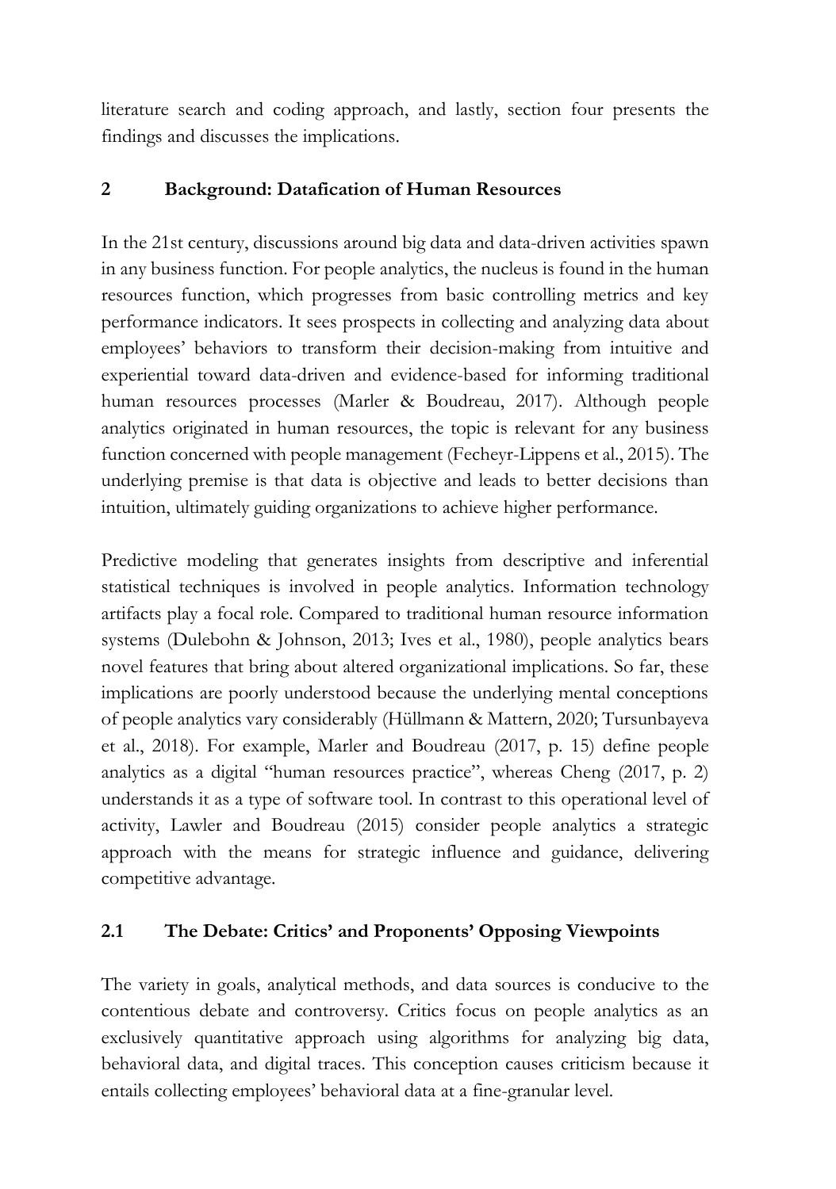literature search and coding approach, and lastly, section four presents the findings and discusses the implications.

## 2 Background: Datafication of Human Resources

In the 21st century, discussions around big data and data-driven activities spawn in any business function. For people analytics, the nucleus is found in the human resources function, which progresses from basic controlling metrics and key performance indicators. It sees prospects in collecting and analyzing data about employees' behaviors to transform their decision-making from intuitive and experiential toward data-driven and evidence-based for informing traditional human resources processes (Marler & Boudreau, 2017). Although people analytics originated in human resources, the topic is relevant for any business function concerned with people management (Fecheyr-Lippens et al., 2015). The underlying premise is that data is objective and leads to better decisions than intuition, ultimately guiding organizations to achieve higher performance.

Predictive modeling that generates insights from descriptive and inferential statistical techniques is involved in people analytics. Information technology artifacts play a focal role. Compared to traditional human resource information systems (Dulebohn & Johnson, 2013; Ives et al., 1980), people analytics bears novel features that bring about altered organizational implications. So far, these implications are poorly understood because the underlying mental conceptions of people analytics vary considerably (Hüllmann & Mattern, 2020; Tursunbayeva et al., 2018). For example, Marler and Boudreau (2017, p. 15) define people analytics as a digital "human resources practice", whereas Cheng (2017, p. 2) understands it as a type of software tool. In contrast to this operational level of activity, Lawler and Boudreau (2015) consider people analytics a strategic approach with the means for strategic influence and guidance, delivering competitive advantage.

### 2.1 The Debate: Critics' and Proponents' Opposing Viewpoints

The variety in goals, analytical methods, and data sources is conducive to the contentious debate and controversy. Critics focus on people analytics as an exclusively quantitative approach using algorithms for analyzing big data, behavioral data, and digital traces. This conception causes criticism because it entails collecting employees' behavioral data at a fine-granular level.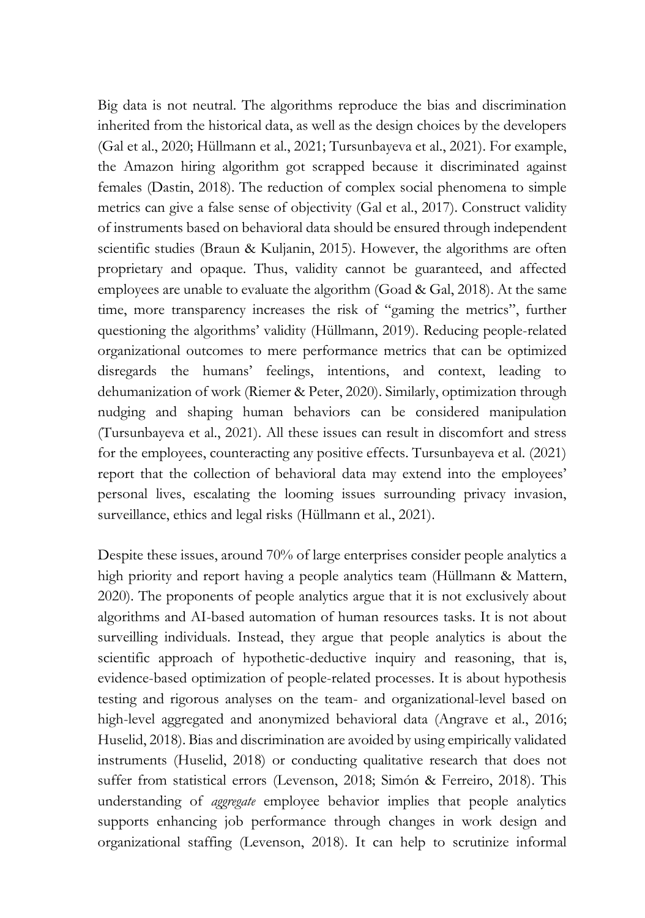Big data is not neutral. The algorithms reproduce the bias and discrimination inherited from the historical data, as well as the design choices by the developers (Gal et al., 2020; Hüllmann et al., 2021; Tursunbayeva et al., 2021). For example, the Amazon hiring algorithm got scrapped because it discriminated against females (Dastin, 2018). The reduction of complex social phenomena to simple metrics can give a false sense of objectivity (Gal et al., 2017). Construct validity of instruments based on behavioral data should be ensured through independent scientific studies (Braun & Kuljanin, 2015). However, the algorithms are often proprietary and opaque. Thus, validity cannot be guaranteed, and affected employees are unable to evaluate the algorithm (Goad & Gal, 2018). At the same time, more transparency increases the risk of "gaming the metrics", further questioning the algorithms' validity (Hüllmann, 2019). Reducing people-related organizational outcomes to mere performance metrics that can be optimized disregards the humans' feelings, intentions, and context, leading to dehumanization of work (Riemer & Peter, 2020). Similarly, optimization through nudging and shaping human behaviors can be considered manipulation (Tursunbayeva et al., 2021). All these issues can result in discomfort and stress for the employees, counteracting any positive effects. Tursunbayeva et al. (2021) report that the collection of behavioral data may extend into the employees' personal lives, escalating the looming issues surrounding privacy invasion, surveillance, ethics and legal risks (Hüllmann et al., 2021).

Despite these issues, around 70% of large enterprises consider people analytics a high priority and report having a people analytics team (Hüllmann & Mattern, 2020). The proponents of people analytics argue that it is not exclusively about algorithms and AI-based automation of human resources tasks. It is not about surveilling individuals. Instead, they argue that people analytics is about the scientific approach of hypothetic-deductive inquiry and reasoning, that is, evidence-based optimization of people-related processes. It is about hypothesis testing and rigorous analyses on the team- and organizational-level based on high-level aggregated and anonymized behavioral data (Angrave et al., 2016; Huselid, 2018). Bias and discrimination are avoided by using empirically validated instruments (Huselid, 2018) or conducting qualitative research that does not suffer from statistical errors (Levenson, 2018; Simón & Ferreiro, 2018). This understanding of *aggregate* employee behavior implies that people analytics supports enhancing job performance through changes in work design and organizational staffing (Levenson, 2018). It can help to scrutinize informal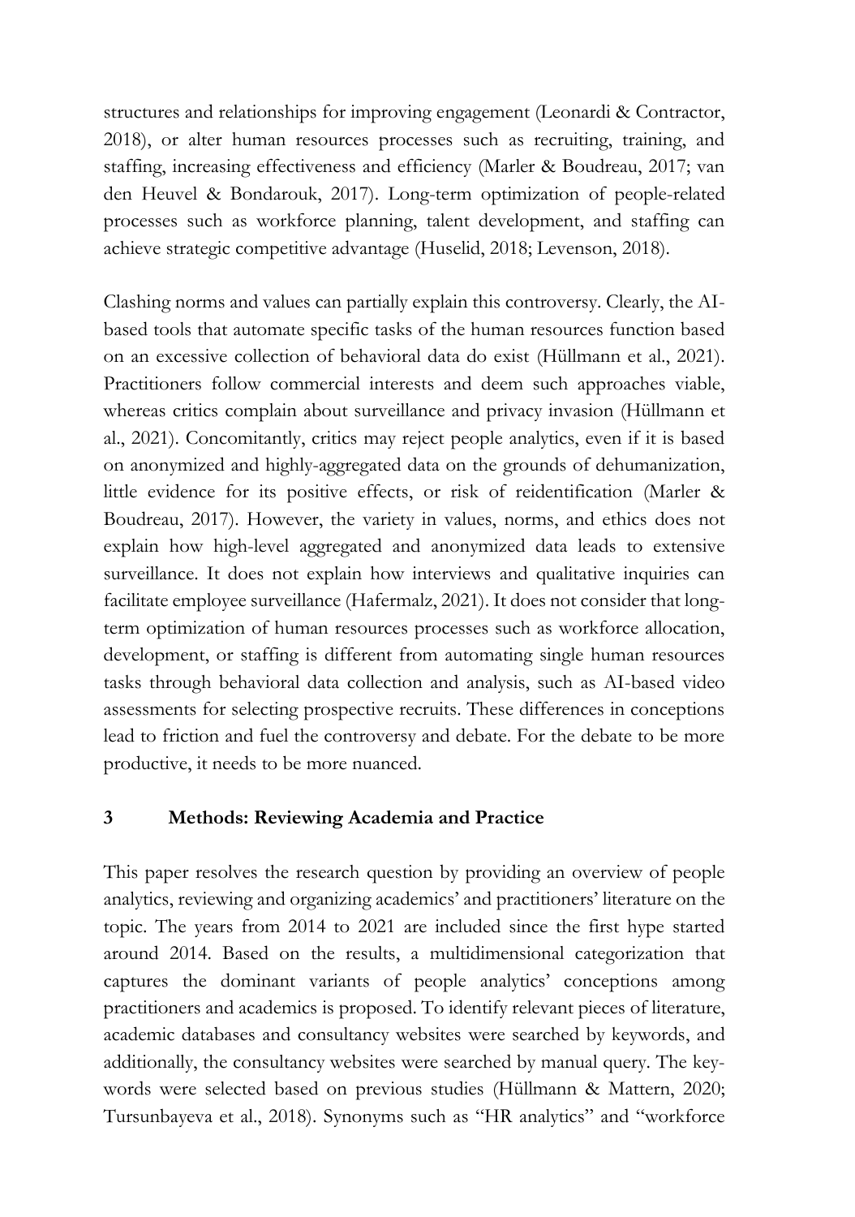structures and relationships for improving engagement (Leonardi & Contractor, 2018), or alter human resources processes such as recruiting, training, and staffing, increasing effectiveness and efficiency (Marler & Boudreau, 2017; van den Heuvel & Bondarouk, 2017). Long-term optimization of people-related processes such as workforce planning, talent development, and staffing can achieve strategic competitive advantage (Huselid, 2018; Levenson, 2018).

Clashing norms and values can partially explain this controversy. Clearly, the AI-based tools that automate specific tasks of the human resources function based on an excessive collection of behavioral data do exist (Hüllmann et al., 2021). Practitioners follow commercial interests and deem such approaches viable, whereas critics complain about surveillance and privacy invasion (Hüllmann et al., 2021). Concomitantly, critics may reject people analytics, even if it is based on anonymized and highly-aggregated data on the grounds of dehumanization, little evidence for its positive effects, or risk of reidentification (Marler & Boudreau, 2017). However, the variety in values, norms, and ethics does not explain how high-level aggregated and anonymized data leads to extensive surveillance. It does not explain how interviews and qualitative inquiries can facilitate employee surveillance (Hafermalz, 2021). It does not consider that long-term optimization of human resources processes such as workforce allocation, development, or staffing is different from automating single human resources tasks through behavioral data collection and analysis, such as AI-based video assessments for selecting prospective recruits. These differences in conceptions lead to friction and fuel the controversy and debate. For the debate to be more productive, it needs to be more nuanced.

## 3 Methods: Reviewing Academia and Practice

This paper resolves the research question by providing an overview of people analytics, reviewing and organizing academics' and practitioners' literature on the topic. The years from 2014 to 2021 are included since the first hype started around 2014. Based on the results, a multidimensional categorization that captures the dominant variants of people analytics' conceptions among practitioners and academics is proposed. To identify relevant pieces of literature, academic databases and consultancy websites were searched by keywords, and additionally, the consultancy websites were searched by manual query. The key-words were selected based on previous studies (Hüllmann & Mattern, 2020; Tursunbayeva et al., 2018). Synonyms such as "HR analytics" and "workforce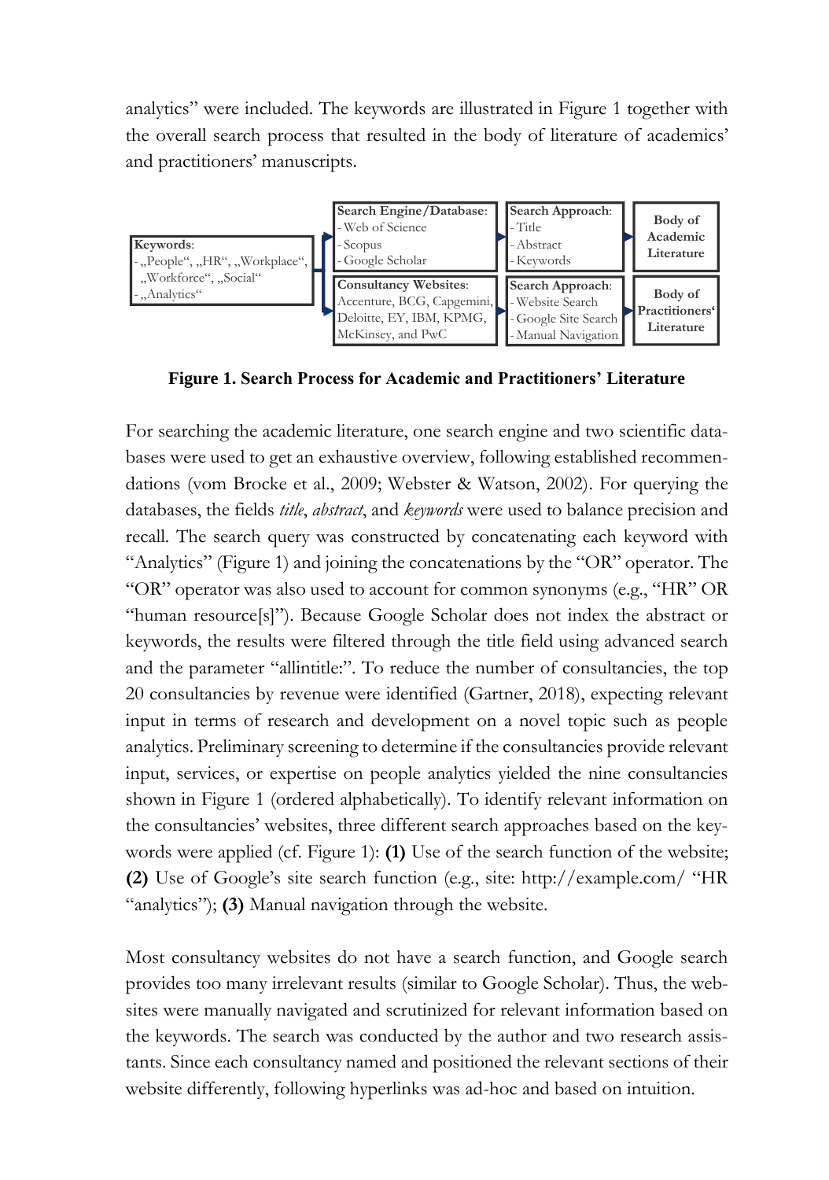analytics" were included. The keywords are illustrated in Figure 1 together with the overall search process that resulted in the body of literature of academics' and practitioners' manuscripts.

| Keywords | Source | Search Approach | Result |
|---|---|---|---|
| Keywords: - „People", „HR", „Workplace", „Workforce", „Social" - „Analytics" | Search Engine/Database: - Web of Science - Scopus - Google Scholar | Search Approach: - Title - Abstract - Keywords | Body of Academic Literature |
| | Consultancy Websites: Accenture, BCG, Capgemini, Deloitte, EY, IBM, KPMG, McKinsey, and PwC | Search Approach: - Website Search - Google Site Search - Manual Navigation | Body of Practitioners' Literature |

**Figure 1. Search Process for Academic and Practitioners' Literature**

For searching the academic literature, one search engine and two scientific databases were used to get an exhaustive overview, following established recommendations (vom Brocke et al., 2009; Webster & Watson, 2002). For querying the databases, the fields *title*, *abstract*, and *keywords* were used to balance precision and recall. The search query was constructed by concatenating each keyword with "Analytics" (Figure 1) and joining the concatenations by the "OR" operator. The "OR" operator was also used to account for common synonyms (e.g., "HR" OR "human resource[s]"). Because Google Scholar does not index the abstract or keywords, the results were filtered through the title field using advanced search and the parameter "allintitle:". To reduce the number of consultancies, the top 20 consultancies by revenue were identified (Gartner, 2018), expecting relevant input in terms of research and development on a novel topic such as people analytics. Preliminary screening to determine if the consultancies provide relevant input, services, or expertise on people analytics yielded the nine consultancies shown in Figure 1 (ordered alphabetically). To identify relevant information on the consultancies' websites, three different search approaches based on the keywords were applied (cf. Figure 1): **(1)** Use of the search function of the website; **(2)** Use of Google's site search function (e.g., site: http://example.com/ "HR "analytics"); **(3)** Manual navigation through the website.

Most consultancy websites do not have a search function, and Google search provides too many irrelevant results (similar to Google Scholar). Thus, the websites were manually navigated and scrutinized for relevant information based on the keywords. The search was conducted by the author and two research assistants. Since each consultancy named and positioned the relevant sections of their website differently, following hyperlinks was ad-hoc and based on intuition.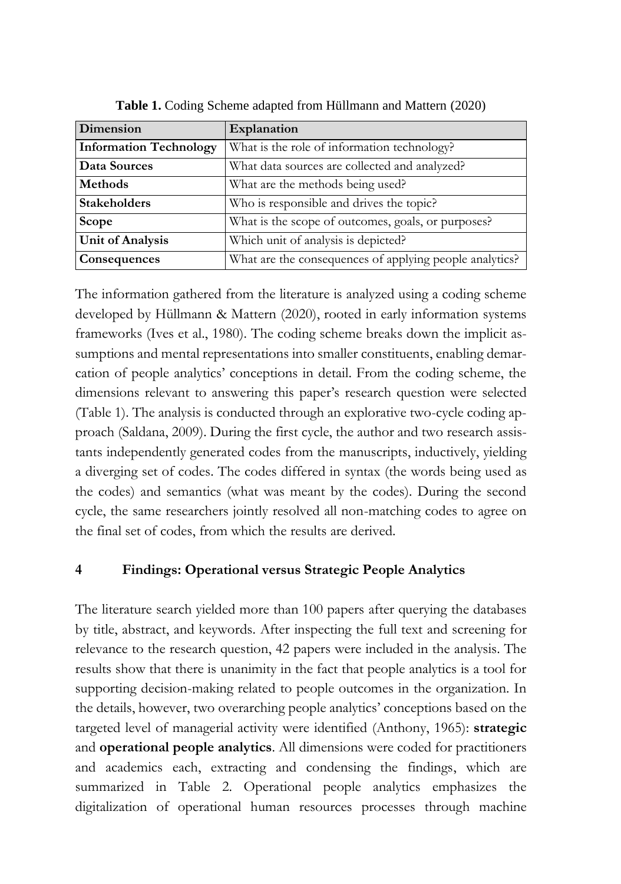**Table 1.** Coding Scheme adapted from Hüllmann and Mattern (2020)

| Dimension | Explanation |
|---|---|
| **Information Technology** | What is the role of information technology? |
| **Data Sources** | What data sources are collected and analyzed? |
| **Methods** | What are the methods being used? |
| **Stakeholders** | Who is responsible and drives the topic? |
| **Scope** | What is the scope of outcomes, goals, or purposes? |
| **Unit of Analysis** | Which unit of analysis is depicted? |
| **Consequences** | What are the consequences of applying people analytics? |

The information gathered from the literature is analyzed using a coding scheme developed by Hüllmann & Mattern (2020), rooted in early information systems frameworks (Ives et al., 1980). The coding scheme breaks down the implicit assumptions and mental representations into smaller constituents, enabling demarcation of people analytics' conceptions in detail. From the coding scheme, the dimensions relevant to answering this paper's research question were selected (Table 1). The analysis is conducted through an explorative two-cycle coding approach (Saldana, 2009). During the first cycle, the author and two research assistants independently generated codes from the manuscripts, inductively, yielding a diverging set of codes. The codes differed in syntax (the words being used as the codes) and semantics (what was meant by the codes). During the second cycle, the same researchers jointly resolved all non-matching codes to agree on the final set of codes, from which the results are derived.

## 4 Findings: Operational versus Strategic People Analytics

The literature search yielded more than 100 papers after querying the databases by title, abstract, and keywords. After inspecting the full text and screening for relevance to the research question, 42 papers were included in the analysis. The results show that there is unanimity in the fact that people analytics is a tool for supporting decision-making related to people outcomes in the organization. In the details, however, two overarching people analytics' conceptions based on the targeted level of managerial activity were identified (Anthony, 1965): **strategic** and **operational people analytics**. All dimensions were coded for practitioners and academics each, extracting and condensing the findings, which are summarized in Table 2. Operational people analytics emphasizes the digitalization of operational human resources processes through machine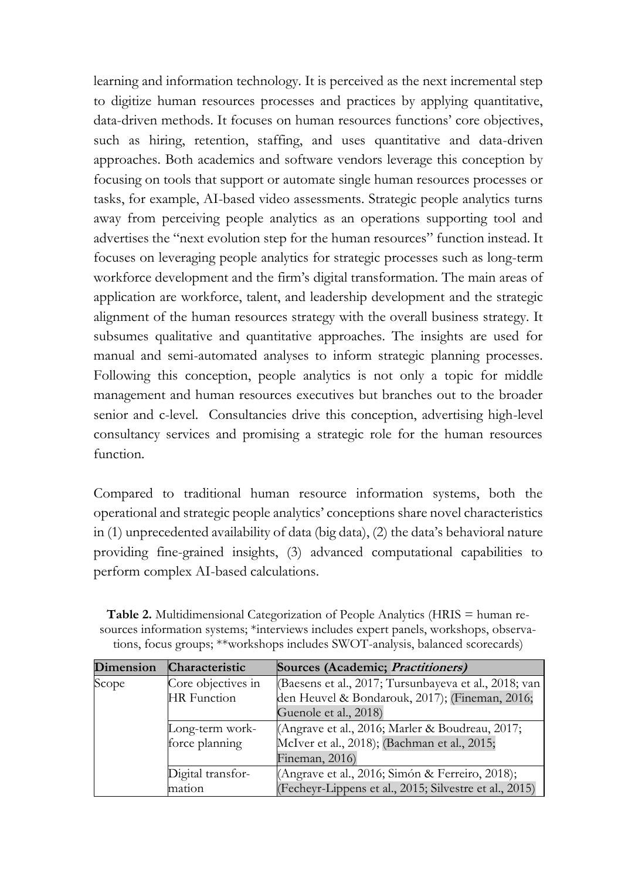learning and information technology. It is perceived as the next incremental step to digitize human resources processes and practices by applying quantitative, data-driven methods. It focuses on human resources functions' core objectives, such as hiring, retention, staffing, and uses quantitative and data-driven approaches. Both academics and software vendors leverage this conception by focusing on tools that support or automate single human resources processes or tasks, for example, AI-based video assessments. Strategic people analytics turns away from perceiving people analytics as an operations supporting tool and advertises the "next evolution step for the human resources" function instead. It focuses on leveraging people analytics for strategic processes such as long-term workforce development and the firm's digital transformation. The main areas of application are workforce, talent, and leadership development and the strategic alignment of the human resources strategy with the overall business strategy. It subsumes qualitative and quantitative approaches. The insights are used for manual and semi-automated analyses to inform strategic planning processes. Following this conception, people analytics is not only a topic for middle management and human resources executives but branches out to the broader senior and c-level. Consultancies drive this conception, advertising high-level consultancy services and promising a strategic role for the human resources function.

Compared to traditional human resource information systems, both the operational and strategic people analytics' conceptions share novel characteristics in (1) unprecedented availability of data (big data), (2) the data's behavioral nature providing fine-grained insights, (3) advanced computational capabilities to perform complex AI-based calculations.

**Table 2.** Multidimensional Categorization of People Analytics (HRIS = human resources information systems; *interviews includes expert panels, workshops, observations, focus groups; **workshops includes SWOT-analysis, balanced scorecards)

| Dimension | Characteristic | Sources (Academic; *Practitioners*) |
|---|---|---|
| Scope | Core objectives in HR Function | (Baesens et al., 2017; Tursunbayeva et al., 2018; van den Heuvel & Bondarouk, 2017); (Fineman, 2016; Guenole et al., 2018) |
| | Long-term workforce planning | (Angrave et al., 2016; Marler & Boudreau, 2017; McIver et al., 2018); (Bachman et al., 2015; Fineman, 2016) |
| | Digital transformation | (Angrave et al., 2016; Simón & Ferreiro, 2018); (Fecheyr-Lippens et al., 2015; Silvestre et al., 2015) |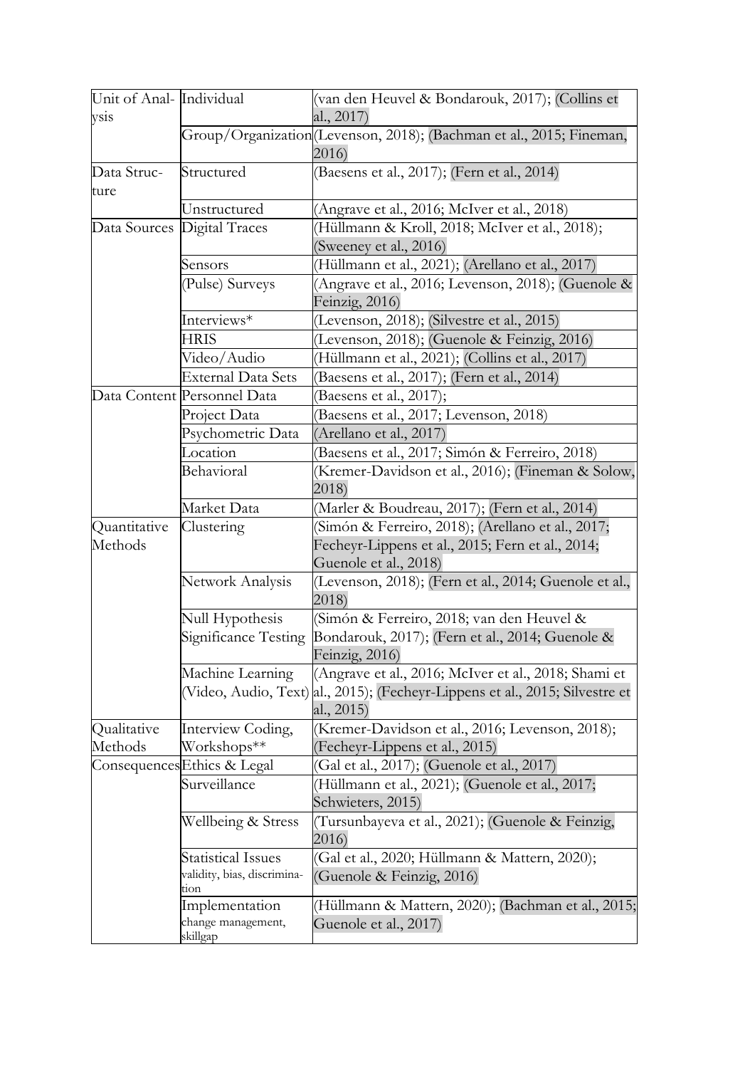| | | |
|---|---|---|
| Unit of Analysis | Individual | (van den Heuvel & Bondarouk, 2017); (Collins et al., 2017) |
| | Group/Organization | (Levenson, 2018); (Bachman et al., 2015; Fineman, 2016) |
| Data Structure | Structured | (Baesens et al., 2017); (Fern et al., 2014) |
| | Unstructured | (Angrave et al., 2016; McIver et al., 2018) |
| Data Sources | Digital Traces | (Hüllmann & Kroll, 2018; McIver et al., 2018); (Sweeney et al., 2016) |
| | Sensors | (Hüllmann et al., 2021); (Arellano et al., 2017) |
| | (Pulse) Surveys | (Angrave et al., 2016; Levenson, 2018); (Guenole & Feinzig, 2016) |
| | Interviews* | (Levenson, 2018); (Silvestre et al., 2015) |
| | HRIS | (Levenson, 2018); (Guenole & Feinzig, 2016) |
| | Video/Audio | (Hüllmann et al., 2021); (Collins et al., 2017) |
| | External Data Sets | (Baesens et al., 2017); (Fern et al., 2014) |
| Data Content | Personnel Data | (Baesens et al., 2017); |
| | Project Data | (Baesens et al., 2017; Levenson, 2018) |
| | Psychometric Data | (Arellano et al., 2017) |
| | Location | (Baesens et al., 2017; Simón & Ferreiro, 2018) |
| | Behavioral | (Kremer-Davidson et al., 2016); (Fineman & Solow, 2018) |
| | Market Data | (Marler & Boudreau, 2017); (Fern et al., 2014) |
| Quantitative Methods | Clustering | (Simón & Ferreiro, 2018); (Arellano et al., 2017; Fecheyr-Lippens et al., 2015; Fern et al., 2014; Guenole et al., 2018) |
| | Network Analysis | (Levenson, 2018); (Fern et al., 2014; Guenole et al., 2018) |
| | Null Hypothesis Significance Testing | (Simón & Ferreiro, 2018; van den Heuvel & Bondarouk, 2017); (Fern et al., 2014; Guenole & Feinzig, 2016) |
| | Machine Learning (Video, Audio, Text) | (Angrave et al., 2016; McIver et al., 2018; Shami et al., 2015); (Fecheyr-Lippens et al., 2015; Silvestre et al., 2015) |
| Qualitative Methods | Interview Coding, Workshops** | (Kremer-Davidson et al., 2016; Levenson, 2018); (Fecheyr-Lippens et al., 2015) |
| Consequences | Ethics & Legal | (Gal et al., 2017); (Guenole et al., 2017) |
| | Surveillance | (Hüllmann et al., 2021); (Guenole et al., 2017; Schwieters, 2015) |
| | Wellbeing & Stress | (Tursunbayeva et al., 2021); (Guenole & Feinzig, 2016) |
| | Statistical Issues validity, bias, discrimination | (Gal et al., 2020; Hüllmann & Mattern, 2020); (Guenole & Feinzig, 2016) |
| | Implementation change management, skillgap | (Hüllmann & Mattern, 2020); (Bachman et al., 2015; Guenole et al., 2017) |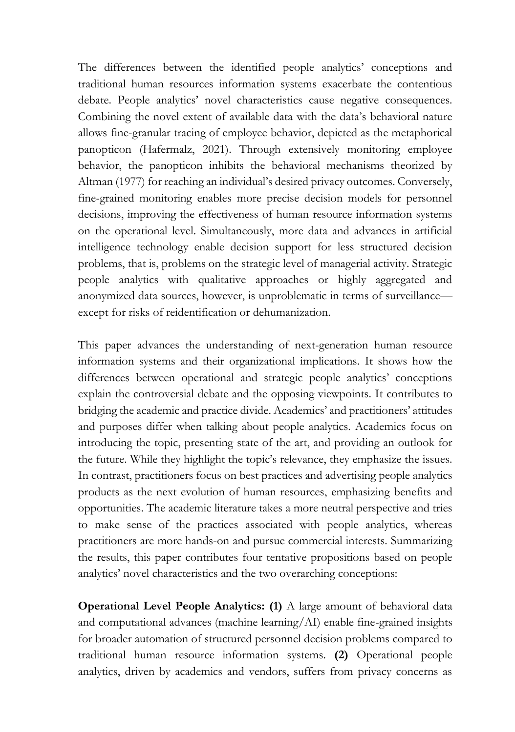The differences between the identified people analytics' conceptions and traditional human resources information systems exacerbate the contentious debate. People analytics' novel characteristics cause negative consequences. Combining the novel extent of available data with the data's behavioral nature allows fine-granular tracing of employee behavior, depicted as the metaphorical panopticon (Hafermalz, 2021). Through extensively monitoring employee behavior, the panopticon inhibits the behavioral mechanisms theorized by Altman (1977) for reaching an individual's desired privacy outcomes. Conversely, fine-grained monitoring enables more precise decision models for personnel decisions, improving the effectiveness of human resource information systems on the operational level. Simultaneously, more data and advances in artificial intelligence technology enable decision support for less structured decision problems, that is, problems on the strategic level of managerial activity. Strategic people analytics with qualitative approaches or highly aggregated and anonymized data sources, however, is unproblematic in terms of surveillance—except for risks of reidentification or dehumanization.

This paper advances the understanding of next-generation human resource information systems and their organizational implications. It shows how the differences between operational and strategic people analytics' conceptions explain the controversial debate and the opposing viewpoints. It contributes to bridging the academic and practice divide. Academics' and practitioners' attitudes and purposes differ when talking about people analytics. Academics focus on introducing the topic, presenting state of the art, and providing an outlook for the future. While they highlight the topic's relevance, they emphasize the issues. In contrast, practitioners focus on best practices and advertising people analytics products as the next evolution of human resources, emphasizing benefits and opportunities. The academic literature takes a more neutral perspective and tries to make sense of the practices associated with people analytics, whereas practitioners are more hands-on and pursue commercial interests. Summarizing the results, this paper contributes four tentative propositions based on people analytics' novel characteristics and the two overarching conceptions:

**Operational Level People Analytics: (1)** A large amount of behavioral data and computational advances (machine learning/AI) enable fine-grained insights for broader automation of structured personnel decision problems compared to traditional human resource information systems. **(2)** Operational people analytics, driven by academics and vendors, suffers from privacy concerns as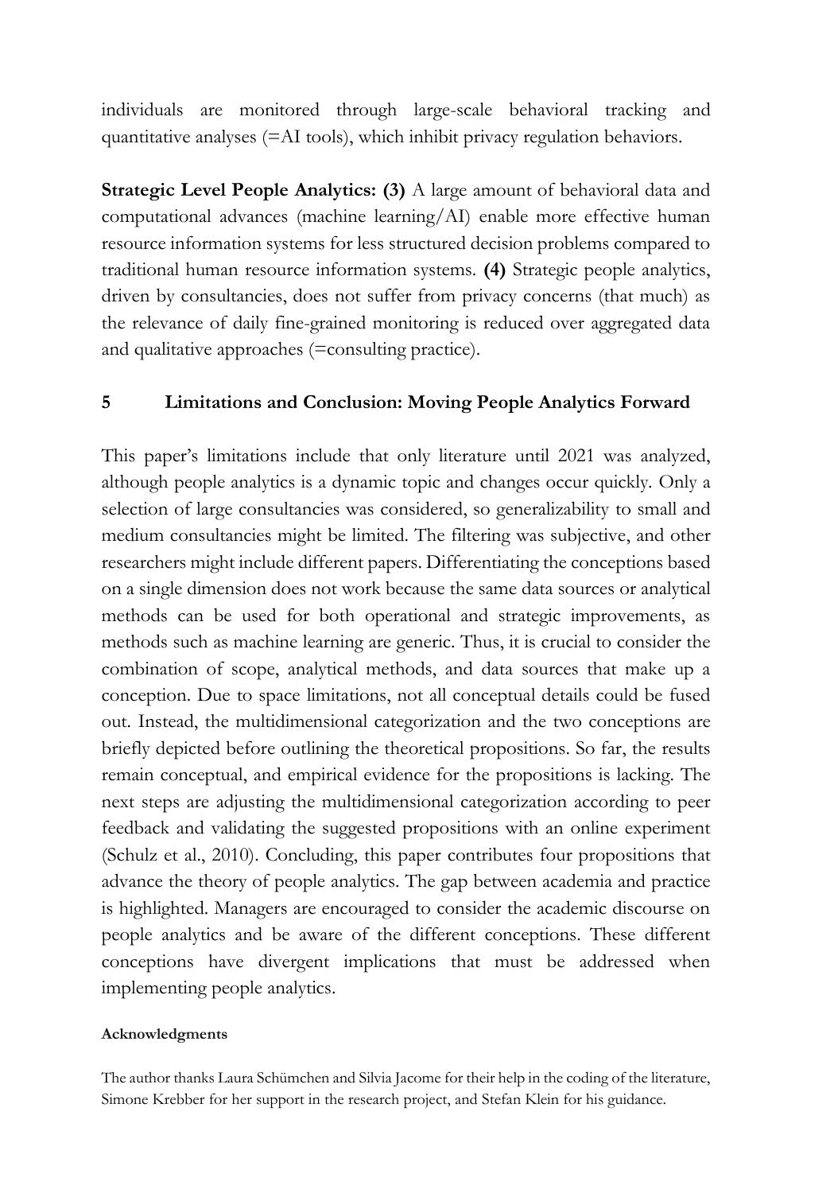individuals are monitored through large-scale behavioral tracking and quantitative analyses (=AI tools), which inhibit privacy regulation behaviors.

**Strategic Level People Analytics: (3)** A large amount of behavioral data and computational advances (machine learning/AI) enable more effective human resource information systems for less structured decision problems compared to traditional human resource information systems. **(4)** Strategic people analytics, driven by consultancies, does not suffer from privacy concerns (that much) as the relevance of daily fine-grained monitoring is reduced over aggregated data and qualitative approaches (=consulting practice).

## 5 Limitations and Conclusion: Moving People Analytics Forward

This paper's limitations include that only literature until 2021 was analyzed, although people analytics is a dynamic topic and changes occur quickly. Only a selection of large consultancies was considered, so generalizability to small and medium consultancies might be limited. The filtering was subjective, and other researchers might include different papers. Differentiating the conceptions based on a single dimension does not work because the same data sources or analytical methods can be used for both operational and strategic improvements, as methods such as machine learning are generic. Thus, it is crucial to consider the combination of scope, analytical methods, and data sources that make up a conception. Due to space limitations, not all conceptual details could be fused out. Instead, the multidimensional categorization and the two conceptions are briefly depicted before outlining the theoretical propositions. So far, the results remain conceptual, and empirical evidence for the propositions is lacking. The next steps are adjusting the multidimensional categorization according to peer feedback and validating the suggested propositions with an online experiment (Schulz et al., 2010). Concluding, this paper contributes four propositions that advance the theory of people analytics. The gap between academia and practice is highlighted. Managers are encouraged to consider the academic discourse on people analytics and be aware of the different conceptions. These different conceptions have divergent implications that must be addressed when implementing people analytics.

#### Acknowledgments

The author thanks Laura Schümchen and Silvia Jacome for their help in the coding of the literature, Simone Krebber for her support in the research project, and Stefan Klein for his guidance.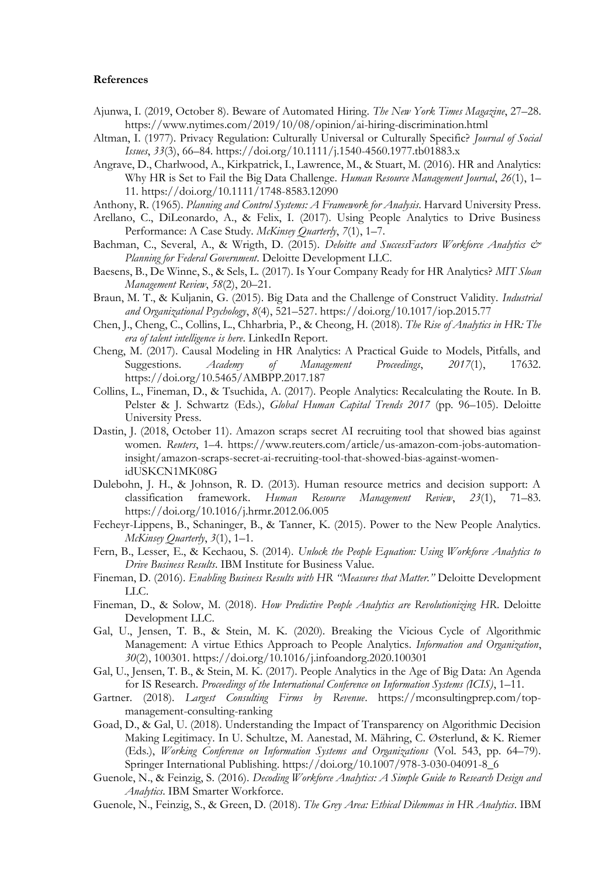**References**

Ajunwa, I. (2019, October 8). Beware of Automated Hiring. *The New York Times Magazine*, 27–28. https://www.nytimes.com/2019/10/08/opinion/ai-hiring-discrimination.html

Altman, I. (1977). Privacy Regulation: Culturally Universal or Culturally Specific? *Journal of Social Issues*, *33*(3), 66–84. https://doi.org/10.1111/j.1540-4560.1977.tb01883.x

Angrave, D., Charlwood, A., Kirkpatrick, I., Lawrence, M., & Stuart, M. (2016). HR and Analytics: Why HR is Set to Fail the Big Data Challenge. *Human Resource Management Journal*, *26*(1), 1–11. https://doi.org/10.1111/1748-8583.12090

Anthony, R. (1965). *Planning and Control Systems: A Framework for Analysis*. Harvard University Press.

Arellano, C., DiLeonardo, A., & Felix, I. (2017). Using People Analytics to Drive Business Performance: A Case Study. *McKinsey Quarterly*, *7*(1), 1–7.

Bachman, C., Several, A., & Wrigth, D. (2015). *Deloitte and SuccessFactors Workforce Analytics & Planning for Federal Government*. Deloitte Development LLC.

Baesens, B., De Winne, S., & Sels, L. (2017). Is Your Company Ready for HR Analytics? *MIT Sloan Management Review*, *58*(2), 20–21.

Braun, M. T., & Kuljanin, G. (2015). Big Data and the Challenge of Construct Validity. *Industrial and Organizational Psychology*, *8*(4), 521–527. https://doi.org/10.1017/iop.2015.77

Chen, J., Cheng, C., Collins, L., Chharbria, P., & Cheong, H. (2018). *The Rise of Analytics in HR: The era of talent intelligence is here*. LinkedIn Report.

Cheng, M. (2017). Causal Modeling in HR Analytics: A Practical Guide to Models, Pitfalls, and Suggestions. *Academy of Management Proceedings*, *2017*(1), 17632. https://doi.org/10.5465/AMBPP.2017.187

Collins, L., Fineman, D., & Tsuchida, A. (2017). People Analytics: Recalculating the Route. In B. Pelster & J. Schwartz (Eds.), *Global Human Capital Trends 2017* (pp. 96–105). Deloitte University Press.

Dastin, J. (2018, October 11). Amazon scraps secret AI recruiting tool that showed bias against women. *Reuters*, 1–4. https://www.reuters.com/article/us-amazon-com-jobs-automation-insight/amazon-scraps-secret-ai-recruiting-tool-that-showed-bias-against-women-idUSKCN1MK08G

Dulebohn, J. H., & Johnson, R. D. (2013). Human resource metrics and decision support: A classification framework. *Human Resource Management Review*, *23*(1), 71–83. https://doi.org/10.1016/j.hrmr.2012.06.005

Fecheyr-Lippens, B., Schaninger, B., & Tanner, K. (2015). Power to the New People Analytics. *McKinsey Quarterly*, *3*(1), 1–1.

Fern, B., Lesser, E., & Kechaou, S. (2014). *Unlock the People Equation: Using Workforce Analytics to Drive Business Results*. IBM Institute for Business Value.

Fineman, D. (2016). *Enabling Business Results with HR "Measures that Matter."* Deloitte Development LLC.

Fineman, D., & Solow, M. (2018). *How Predictive People Analytics are Revolutionizing HR*. Deloitte Development LLC.

Gal, U., Jensen, T. B., & Stein, M. K. (2020). Breaking the Vicious Cycle of Algorithmic Management: A virtue Ethics Approach to People Analytics. *Information and Organization*, *30*(2), 100301. https://doi.org/10.1016/j.infoandorg.2020.100301

Gal, U., Jensen, T. B., & Stein, M. K. (2017). People Analytics in the Age of Big Data: An Agenda for IS Research. *Proceedings of the International Conference on Information Systems (ICIS)*, 1–11.

Gartner. (2018). *Largest Consulting Firms by Revenue*. https://mconsultingprep.com/top-management-consulting-ranking

Goad, D., & Gal, U. (2018). Understanding the Impact of Transparency on Algorithmic Decision Making Legitimacy. In U. Schultze, M. Aanestad, M. Mähring, C. Østerlund, & K. Riemer (Eds.), *Working Conference on Information Systems and Organizations* (Vol. 543, pp. 64–79). Springer International Publishing. https://doi.org/10.1007/978-3-030-04091-8_6

Guenole, N., & Feinzig, S. (2016). *Decoding Workforce Analytics: A Simple Guide to Research Design and Analytics*. IBM Smarter Workforce.

Guenole, N., Feinzig, S., & Green, D. (2018). *The Grey Area: Ethical Dilemmas in HR Analytics*. IBM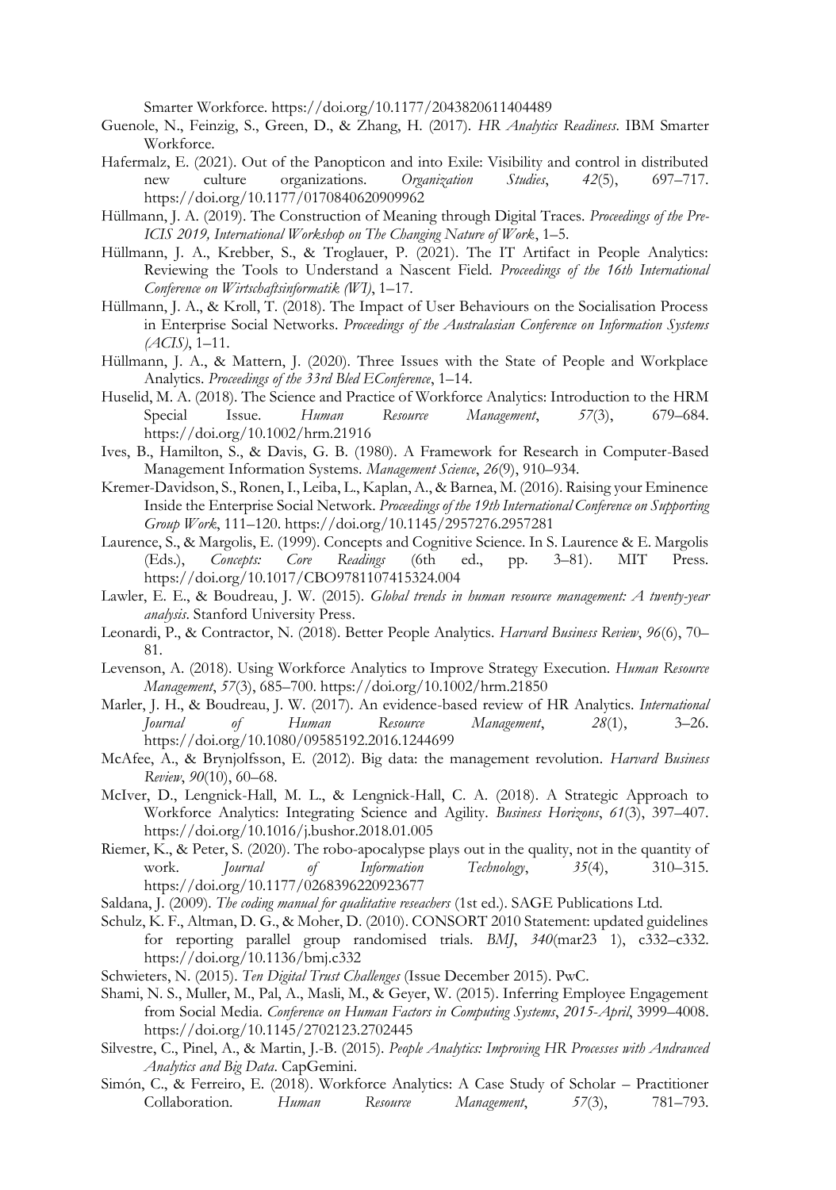Smarter Workforce. https://doi.org/10.1177/2043820611404489

Guenole, N., Feinzig, S., Green, D., & Zhang, H. (2017). *HR Analytics Readiness*. IBM Smarter Workforce.

Hafermalz, E. (2021). Out of the Panopticon and into Exile: Visibility and control in distributed new culture organizations. *Organization Studies*, *42*(5), 697–717. https://doi.org/10.1177/0170840620909962

Hüllmann, J. A. (2019). The Construction of Meaning through Digital Traces. *Proceedings of the Pre-ICIS 2019, International Workshop on The Changing Nature of Work*, 1–5.

Hüllmann, J. A., Krebber, S., & Troglauer, P. (2021). The IT Artifact in People Analytics: Reviewing the Tools to Understand a Nascent Field. *Proceedings of the 16th International Conference on Wirtschaftsinformatik (WI)*, 1–17.

Hüllmann, J. A., & Kroll, T. (2018). The Impact of User Behaviours on the Socialisation Process in Enterprise Social Networks. *Proceedings of the Australasian Conference on Information Systems (ACIS)*, 1–11.

Hüllmann, J. A., & Mattern, J. (2020). Three Issues with the State of People and Workplace Analytics. *Proceedings of the 33rd Bled EConference*, 1–14.

Huselid, M. A. (2018). The Science and Practice of Workforce Analytics: Introduction to the HRM Special Issue. *Human Resource Management*, *57*(3), 679–684. https://doi.org/10.1002/hrm.21916

Ives, B., Hamilton, S., & Davis, G. B. (1980). A Framework for Research in Computer-Based Management Information Systems. *Management Science*, *26*(9), 910–934.

Kremer-Davidson, S., Ronen, I., Leiba, L., Kaplan, A., & Barnea, M. (2016). Raising your Eminence Inside the Enterprise Social Network. *Proceedings of the 19th International Conference on Supporting Group Work*, 111–120. https://doi.org/10.1145/2957276.2957281

Laurence, S., & Margolis, E. (1999). Concepts and Cognitive Science. In S. Laurence & E. Margolis (Eds.), *Concepts: Core Readings* (6th ed., pp. 3–81). MIT Press. https://doi.org/10.1017/CBO9781107415324.004

Lawler, E. E., & Boudreau, J. W. (2015). *Global trends in human resource management: A twenty-year analysis*. Stanford University Press.

Leonardi, P., & Contractor, N. (2018). Better People Analytics. *Harvard Business Review*, *96*(6), 70–81.

Levenson, A. (2018). Using Workforce Analytics to Improve Strategy Execution. *Human Resource Management*, *57*(3), 685–700. https://doi.org/10.1002/hrm.21850

Marler, J. H., & Boudreau, J. W. (2017). An evidence-based review of HR Analytics. *International Journal of Human Resource Management*, *28*(1), 3–26. https://doi.org/10.1080/09585192.2016.1244699

McAfee, A., & Brynjolfsson, E. (2012). Big data: the management revolution. *Harvard Business Review*, *90*(10), 60–68.

McIver, D., Lengnick-Hall, M. L., & Lengnick-Hall, C. A. (2018). A Strategic Approach to Workforce Analytics: Integrating Science and Agility. *Business Horizons*, *61*(3), 397–407. https://doi.org/10.1016/j.bushor.2018.01.005

Riemer, K., & Peter, S. (2020). The robo-apocalypse plays out in the quality, not in the quantity of work. *Journal of Information Technology*, *35*(4), 310–315. https://doi.org/10.1177/0268396220923677

Saldana, J. (2009). *The coding manual for qualitative reseachers* (1st ed.). SAGE Publications Ltd.

Schulz, K. F., Altman, D. G., & Moher, D. (2010). CONSORT 2010 Statement: updated guidelines for reporting parallel group randomised trials. *BMJ*, *340*(mar23 1), c332–c332. https://doi.org/10.1136/bmj.c332

Schwieters, N. (2015). *Ten Digital Trust Challenges* (Issue December 2015). PwC.

Shami, N. S., Muller, M., Pal, A., Masli, M., & Geyer, W. (2015). Inferring Employee Engagement from Social Media. *Conference on Human Factors in Computing Systems*, *2015-April*, 3999–4008. https://doi.org/10.1145/2702123.2702445

Silvestre, C., Pinel, A., & Martin, J.-B. (2015). *People Analytics: Improving HR Processes with Andranced Analytics and Big Data*. CapGemini.

Simón, C., & Ferreiro, E. (2018). Workforce Analytics: A Case Study of Scholar – Practitioner Collaboration. *Human Resource Management*, *57*(3), 781–793.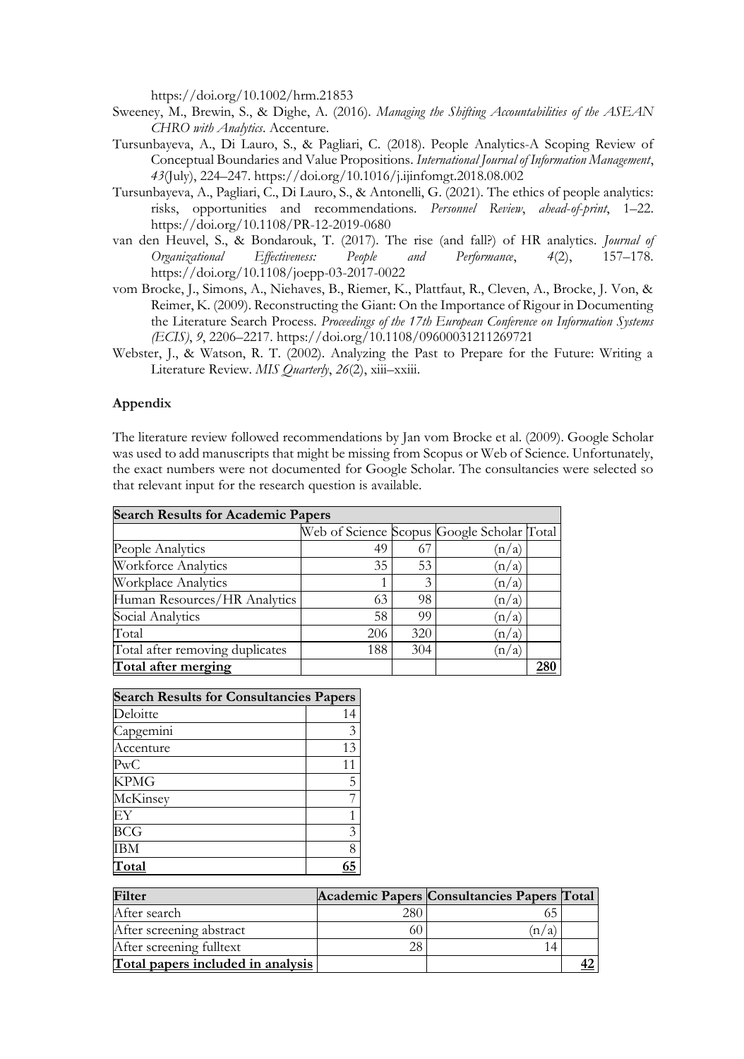https://doi.org/10.1002/hrm.21853

Sweeney, M., Brewin, S., & Dighe, A. (2016). *Managing the Shifting Accountabilities of the ASEAN CHRO with Analytics*. Accenture.

Tursunbayeva, A., Di Lauro, S., & Pagliari, C. (2018). People Analytics-A Scoping Review of Conceptual Boundaries and Value Propositions. *International Journal of Information Management*, *43*(July), 224–247. https://doi.org/10.1016/j.ijinfomgt.2018.08.002

Tursunbayeva, A., Pagliari, C., Di Lauro, S., & Antonelli, G. (2021). The ethics of people analytics: risks, opportunities and recommendations. *Personnel Review*, *ahead-of-print*, 1–22. https://doi.org/10.1108/PR-12-2019-0680

van den Heuvel, S., & Bondarouk, T. (2017). The rise (and fall?) of HR analytics. *Journal of Organizational Effectiveness: People and Performance*, *4*(2), 157–178. https://doi.org/10.1108/joepp-03-2017-0022

vom Brocke, J., Simons, A., Niehaves, B., Riemer, K., Plattfaut, R., Cleven, A., Brocke, J. Von, & Reimer, K. (2009). Reconstructing the Giant: On the Importance of Rigour in Documenting the Literature Search Process. *Proceedings of the 17th European Conference on Information Systems (ECIS)*, *9*, 2206–2217. https://doi.org/10.1108/09600031211269721

Webster, J., & Watson, R. T. (2002). Analyzing the Past to Prepare for the Future: Writing a Literature Review. *MIS Quarterly*, *26*(2), xiii–xxiii.

## Appendix

The literature review followed recommendations by Jan vom Brocke et al. (2009). Google Scholar was used to add manuscripts that might be missing from Scopus or Web of Science. Unfortunately, the exact numbers were not documented for Google Scholar. The consultancies were selected so that relevant input for the research question is available.

| **Search Results for Academic Papers** | | | | |
|---|---|---|---|---|
| | Web of Science | Scopus | Google Scholar | Total |
| People Analytics | 49 | 67 | (n/a) | |
| Workforce Analytics | 35 | 53 | (n/a) | |
| Workplace Analytics | 1 | 3 | (n/a) | |
| Human Resources/HR Analytics | 63 | 98 | (n/a) | |
| Social Analytics | 58 | 99 | (n/a) | |
| Total | 206 | 320 | (n/a) | |
| Total after removing duplicates | 188 | 304 | (n/a) | |
| **Total after merging** | | | | **280** |

| **Search Results for Consultancies Papers** | |
|---|---|
| Deloitte | 14 |
| Capgemini | 3 |
| Accenture | 13 |
| PwC | 11 |
| KPMG | 5 |
| McKinsey | 7 |
| EY | 1 |
| BCG | 3 |
| IBM | 8 |
| **Total** | **65** |

| **Filter** | **Academic Papers** | **Consultancies Papers** | **Total** |
|---|---|---|---|
| After search | 280 | 65 | |
| After screening abstract | 60 | (n/a) | |
| After screening fulltext | 28 | 14 | |
| **Total papers included in analysis** | | | **42** |